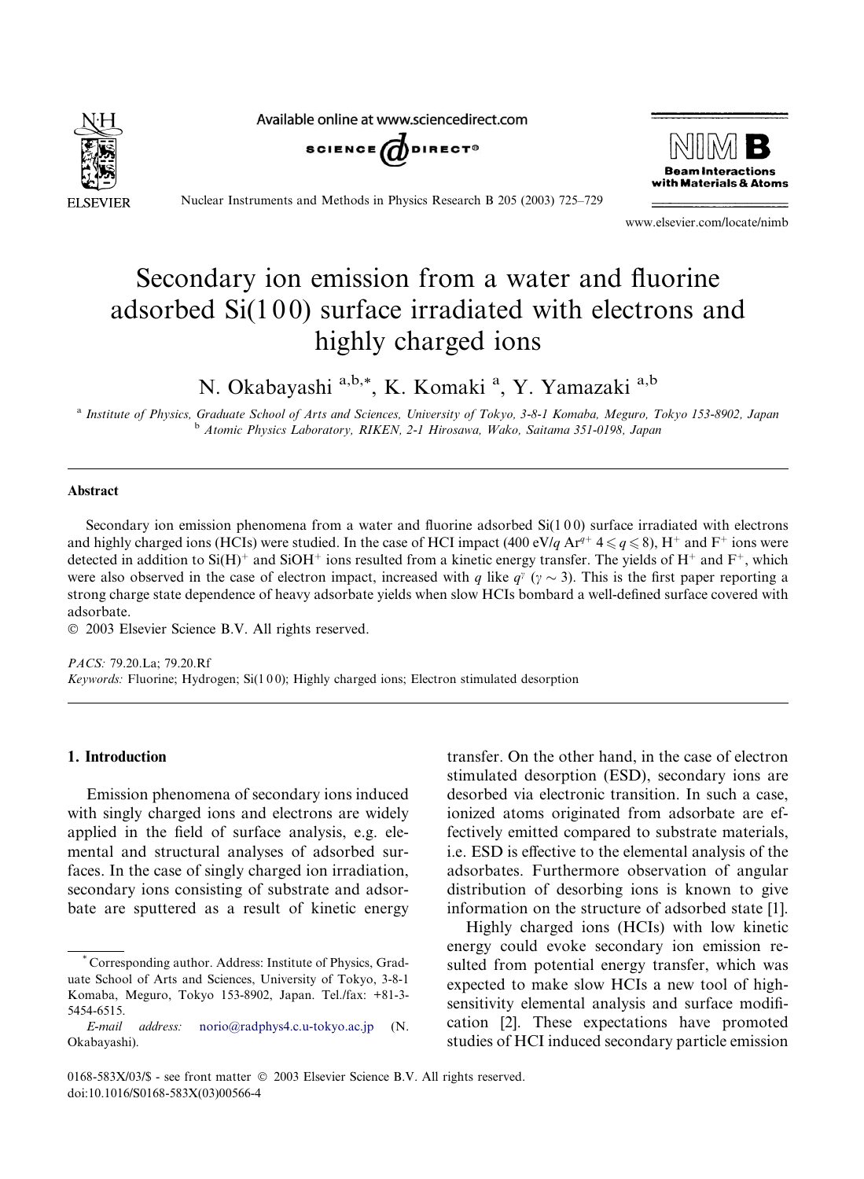# Secondary ion emission from a water and fluorine adsorbed Si(1 0 0) surface irradiated with electrons and highly charged ions

N. Okabayashi [a,b,*], K. Komaki [a], Y. Yamazaki [a,b]

[a] *Institute of Physics, Graduate School of Arts and Sciences, University of Tokyo, 3-8-1 Komaba, Meguro, Tokyo 153-8902, Japan*
[b] *Atomic Physics Laboratory, RIKEN, 2-1 Hirosawa, Wako, Saitama 351-0198, Japan*

## Abstract

Secondary ion emission phenomena from a water and fluorine adsorbed Si(1 0 0) surface irradiated with electrons and highly charged ions (HCIs) were studied. In the case of HCI impact (400 eV/$q$ $Ar^{q+}$ $4 \leqslant q \leqslant 8$), $H^+$ and $F^+$ ions were detected in addition to $Si(H)^+$ and $SiOH^+$ ions resulted from a kinetic energy transfer. The yields of $H^+$ and $F^+$, which were also observed in the case of electron impact, increased with $q$ like $q^{\gamma}$ ($\gamma \sim 3$). This is the first paper reporting a strong charge state dependence of heavy adsorbate yields when slow HCIs bombard a well-defined surface covered with adsorbate.

© 2003 Elsevier Science B.V. All rights reserved.

*PACS:* 79.20.La; 79.20.Rf

*Keywords:* Fluorine; Hydrogen; Si(1 0 0); Highly charged ions; Electron stimulated desorption

## 1. Introduction

Emission phenomena of secondary ions induced with singly charged ions and electrons are widely applied in the field of surface analysis, e.g. elemental and structural analyses of adsorbed surfaces. In the case of singly charged ion irradiation, secondary ions consisting of substrate and adsorbate are sputtered as a result of kinetic energy transfer. On the other hand, in the case of electron stimulated desorption (ESD), secondary ions are desorbed via electronic transition. In such a case, ionized atoms originated from adsorbate are effectively emitted compared to substrate materials, i.e. ESD is effective to the elemental analysis of the adsorbates. Furthermore observation of angular distribution of desorbing ions is known to give information on the structure of adsorbed state [1].

Highly charged ions (HCIs) with low kinetic energy could evoke secondary ion emission resulted from potential energy transfer, which was expected to make slow HCIs a new tool of high-sensitivity elemental analysis and surface modification [2]. These expectations have promoted studies of HCI induced secondary particle emission

\* Corresponding author. Address: Institute of Physics, Graduate School of Arts and Sciences, University of Tokyo, 3-8-1 Komaba, Meguro, Tokyo 153-8902, Japan. Tel./fax: +81-3-5454-6515.

*E-mail address:* norio@radphys4.c.u-tokyo.ac.jp (N. Okabayashi).

0168-583X/03/$ - see front matter © 2003 Elsevier Science B.V. All rights reserved.
doi:10.1016/S0168-583X(03)00566-4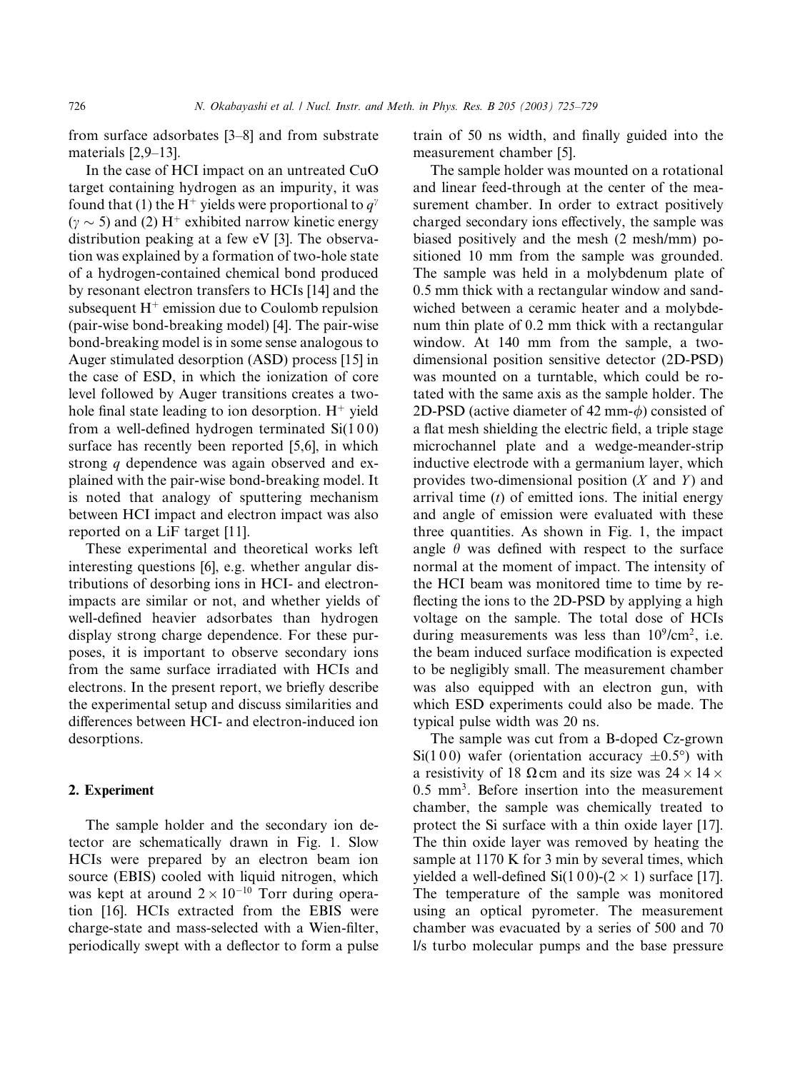from surface adsorbates [3–8] and from substrate materials [2,9–13].

In the case of HCI impact on an untreated CuO target containing hydrogen as an impurity, it was found that (1) the $H^+$ yields were proportional to $q^\gamma$ ($\gamma \sim 5$) and (2) $H^+$ exhibited narrow kinetic energy distribution peaking at a few eV [3]. The observation was explained by a formation of two-hole state of a hydrogen-contained chemical bond produced by resonant electron transfers to HCIs [14] and the subsequent $H^+$ emission due to Coulomb repulsion (pair-wise bond-breaking model) [4]. The pair-wise bond-breaking model is in some sense analogous to Auger stimulated desorption (ASD) process [15] in the case of ESD, in which the ionization of core level followed by Auger transitions creates a two-hole final state leading to ion desorption. $H^+$ yield from a well-defined hydrogen terminated Si(1 0 0) surface has recently been reported [5,6], in which strong $q$ dependence was again observed and explained with the pair-wise bond-breaking model. It is noted that analogy of sputtering mechanism between HCI impact and electron impact was also reported on a LiF target [11].

These experimental and theoretical works left interesting questions [6], e.g. whether angular distributions of desorbing ions in HCI- and electron-impacts are similar or not, and whether yields of well-defined heavier adsorbates than hydrogen display strong charge dependence. For these purposes, it is important to observe secondary ions from the same surface irradiated with HCIs and electrons. In the present report, we briefly describe the experimental setup and discuss similarities and differences between HCI- and electron-induced ion desorptions.

## 2. Experiment

The sample holder and the secondary ion detector are schematically drawn in Fig. 1. Slow HCIs were prepared by an electron beam ion source (EBIS) cooled with liquid nitrogen, which was kept at around $2 \times 10^{-10}$ Torr during operation [16]. HCIs extracted from the EBIS were charge-state and mass-selected with a Wien-filter, periodically swept with a deflector to form a pulse train of 50 ns width, and finally guided into the measurement chamber [5].

The sample holder was mounted on a rotational and linear feed-through at the center of the measurement chamber. In order to extract positively charged secondary ions effectively, the sample was biased positively and the mesh (2 mesh/mm) positioned 10 mm from the sample was grounded. The sample was held in a molybdenum plate of 0.5 mm thick with a rectangular window and sandwiched between a ceramic heater and a molybdenum thin plate of 0.2 mm thick with a rectangular window. At 140 mm from the sample, a two-dimensional position sensitive detector (2D-PSD) was mounted on a turntable, which could be rotated with the same axis as the sample holder. The 2D-PSD (active diameter of 42 mm-$\phi$) consisted of a flat mesh shielding the electric field, a triple stage microchannel plate and a wedge-meander-strip inductive electrode with a germanium layer, which provides two-dimensional position ($X$ and $Y$) and arrival time ($t$) of emitted ions. The initial energy and angle of emission were evaluated with these three quantities. As shown in Fig. 1, the impact angle $\theta$ was defined with respect to the surface normal at the moment of impact. The intensity of the HCI beam was monitored time to time by reflecting the ions to the 2D-PSD by applying a high voltage on the sample. The total dose of HCIs during measurements was less than $10^9$/cm$^2$, i.e. the beam induced surface modification is expected to be negligibly small. The measurement chamber was also equipped with an electron gun, with which ESD experiments could also be made. The typical pulse width was 20 ns.

The sample was cut from a B-doped Cz-grown Si(1 0 0) wafer (orientation accuracy $\pm 0.5°$) with a resistivity of 18 $\Omega$cm and its size was $24 \times 14 \times 0.5$ mm$^3$. Before insertion into the measurement chamber, the sample was chemically treated to protect the Si surface with a thin oxide layer [17]. The thin oxide layer was removed by heating the sample at 1170 K for 3 min by several times, which yielded a well-defined Si(1 0 0)-(2 $\times$ 1) surface [17]. The temperature of the sample was monitored using an optical pyrometer. The measurement chamber was evacuated by a series of 500 and 70 l/s turbo molecular pumps and the base pressure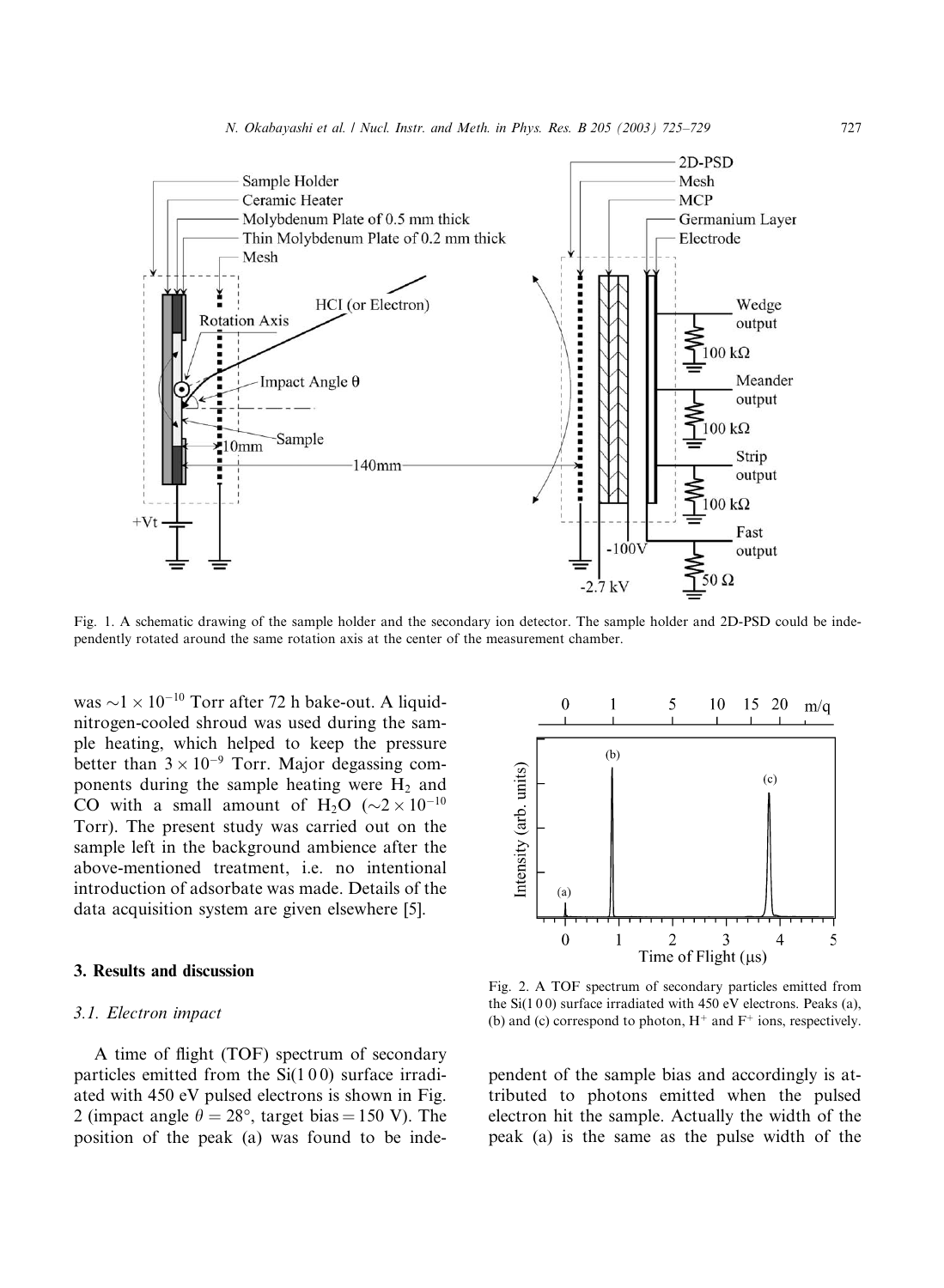Fig. 1. A schematic drawing of the sample holder and the secondary ion detector. The sample holder and 2D-PSD could be independently rotated around the same rotation axis at the center of the measurement chamber.

was $\sim 1 \times 10^{-10}$ Torr after 72 h bake-out. A liquid-nitrogen-cooled shroud was used during the sample heating, which helped to keep the pressure better than $3 \times 10^{-9}$ Torr. Major degassing components during the sample heating were $H_2$ and CO with a small amount of $H_2O$ ($\sim 2 \times 10^{-10}$ Torr). The present study was carried out on the sample left in the background ambience after the above-mentioned treatment, i.e. no intentional introduction of adsorbate was made. Details of the data acquisition system are given elsewhere [5].

## 3. Results and discussion

### 3.1. Electron impact

A time of flight (TOF) spectrum of secondary particles emitted from the Si(1 0 0) surface irradiated with 450 eV pulsed electrons is shown in Fig. 2 (impact angle $\theta = 28°$, target bias = 150 V). The position of the peak (a) was found to be independent of the sample bias and accordingly is attributed to photons emitted when the pulsed electron hit the sample. Actually the width of the peak (a) is the same as the pulse width of the

Fig. 2. A TOF spectrum of secondary particles emitted from the Si(1 0 0) surface irradiated with 450 eV electrons. Peaks (a), (b) and (c) correspond to photon, $H^+$ and $F^+$ ions, respectively.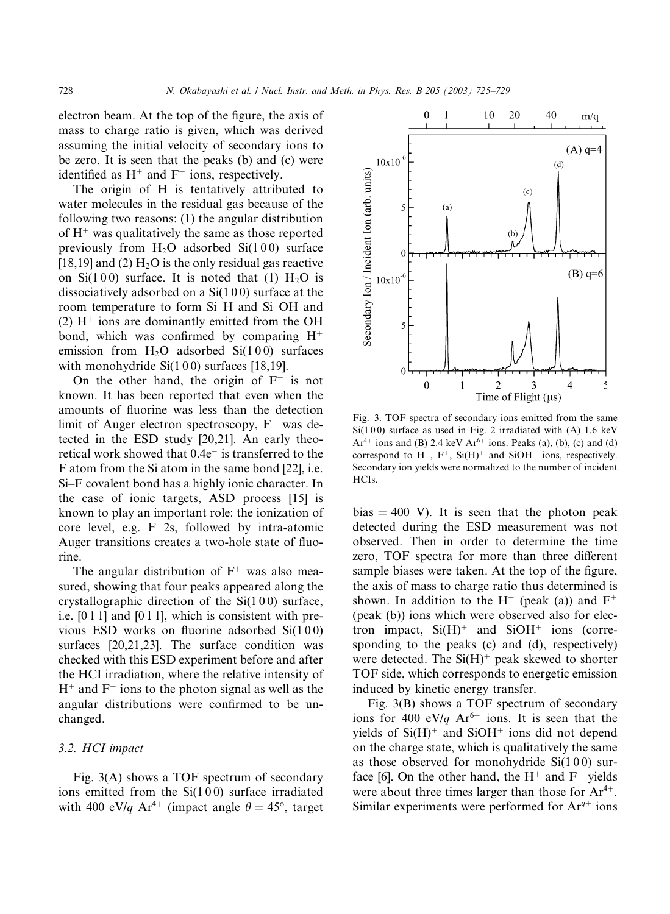electron beam. At the top of the figure, the axis of mass to charge ratio is given, which was derived assuming the initial velocity of secondary ions to be zero. It is seen that the peaks (b) and (c) were identified as $H^+$ and $F^+$ ions, respectively.

The origin of H is tentatively attributed to water molecules in the residual gas because of the following two reasons: (1) the angular distribution of $H^+$ was qualitatively the same as those reported previously from $H_2O$ adsorbed Si(1 0 0) surface [18,19] and (2) $H_2O$ is the only residual gas reactive on Si(1 0 0) surface. It is noted that (1) $H_2O$ is dissociatively adsorbed on a Si(1 0 0) surface at the room temperature to form Si–H and Si–OH and (2) $H^+$ ions are dominantly emitted from the OH bond, which was confirmed by comparing $H^+$ emission from $H_2O$ adsorbed Si(1 0 0) surfaces with monohydride Si(1 0 0) surfaces [18,19].

On the other hand, the origin of $F^+$ is not known. It has been reported that even when the amounts of fluorine was less than the detection limit of Auger electron spectroscopy, $F^+$ was detected in the ESD study [20,21]. An early theoretical work showed that $0.4e^-$ is transferred to the F atom from the Si atom in the same bond [22], i.e. Si–F covalent bond has a highly ionic character. In the case of ionic targets, ASD process [15] is known to play an important role: the ionization of core level, e.g. F 2s, followed by intra-atomic Auger transitions creates a two-hole state of fluorine.

The angular distribution of $F^+$ was also measured, showing that four peaks appeared along the crystallographic direction of the Si(1 0 0) surface, i.e. [0 1 1] and [0 $\bar{1}$ 1], which is consistent with previous ESD works on fluorine adsorbed Si(1 0 0) surfaces [20,21,23]. The surface condition was checked with this ESD experiment before and after the HCI irradiation, where the relative intensity of $H^+$ and $F^+$ ions to the photon signal as well as the angular distributions were confirmed to be unchanged.

### 3.2. HCI impact

Fig. 3(A) shows a TOF spectrum of secondary ions emitted from the Si(1 0 0) surface irradiated with 400 eV/$q$ $Ar^{4+}$ (impact angle $\theta = 45°$, target bias = 400 V). It is seen that the photon peak detected during the ESD measurement was not observed. Then in order to determine the time zero, TOF spectra for more than three different sample biases were taken. At the top of the figure, the axis of mass to charge ratio thus determined is shown. In addition to the $H^+$ (peak (a)) and $F^+$ (peak (b)) ions which were observed also for electron impact, $Si(H)^+$ and $SiOH^+$ ions (corresponding to the peaks (c) and (d), respectively) were detected. The $Si(H)^+$ peak skewed to shorter TOF side, which corresponds to energetic emission induced by kinetic energy transfer.

Fig. 3. TOF spectra of secondary ions emitted from the same Si(1 0 0) surface as used in Fig. 2 irradiated with (A) 1.6 keV $Ar^{4+}$ ions and (B) 2.4 keV $Ar^{6+}$ ions. Peaks (a), (b), (c) and (d) correspond to $H^+$, $F^+$, $Si(H)^+$ and $SiOH^+$ ions, respectively. Secondary ion yields were normalized to the number of incident HCIs.

Fig. 3(B) shows a TOF spectrum of secondary ions for 400 eV/$q$ $Ar^{6+}$ ions. It is seen that the yields of $Si(H)^+$ and $SiOH^+$ ions did not depend on the charge state, which is qualitatively the same as those observed for monohydride Si(1 0 0) surface [6]. On the other hand, the $H^+$ and $F^+$ yields were about three times larger than those for $Ar^{4+}$. Similar experiments were performed for $Ar^{q+}$ ions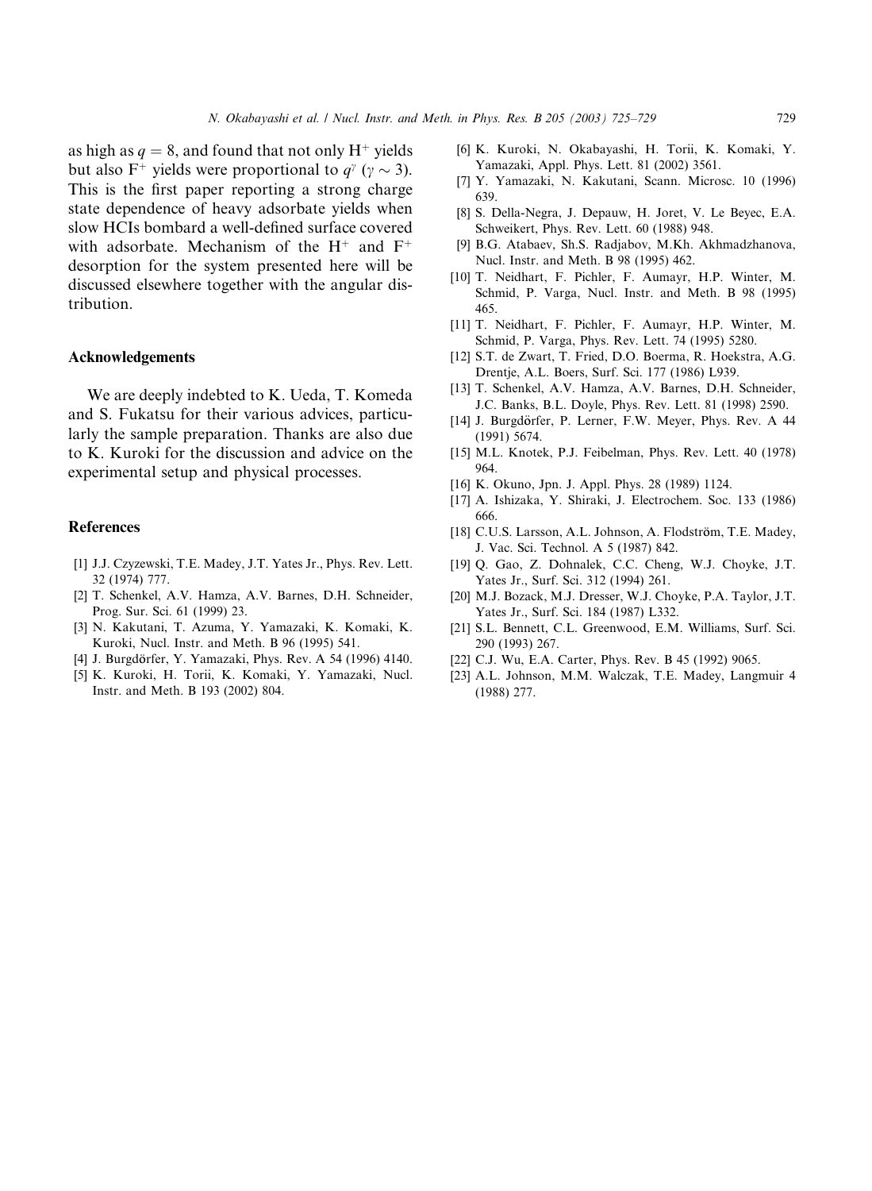as high as $q = 8$, and found that not only $H^+$ yields but also $F^+$ yields were proportional to $q^{\gamma}$ ($\gamma \sim 3$). This is the first paper reporting a strong charge state dependence of heavy adsorbate yields when slow HCIs bombard a well-defined surface covered with adsorbate. Mechanism of the $H^+$ and $F^+$ desorption for the system presented here will be discussed elsewhere together with the angular distribution.

## Acknowledgements

We are deeply indebted to K. Ueda, T. Komeda and S. Fukatsu for their various advices, particularly the sample preparation. Thanks are also due to K. Kuroki for the discussion and advice on the experimental setup and physical processes.

## References

[1] J.J. Czyzewski, T.E. Madey, J.T. Yates Jr., Phys. Rev. Lett. 32 (1974) 777.

[2] T. Schenkel, A.V. Hamza, A.V. Barnes, D.H. Schneider, Prog. Sur. Sci. 61 (1999) 23.

[3] N. Kakutani, T. Azuma, Y. Yamazaki, K. Komaki, K. Kuroki, Nucl. Instr. and Meth. B 96 (1995) 541.

[4] J. Burgdörfer, Y. Yamazaki, Phys. Rev. A 54 (1996) 4140.

[5] K. Kuroki, H. Torii, K. Komaki, Y. Yamazaki, Nucl. Instr. and Meth. B 193 (2002) 804.

[6] K. Kuroki, N. Okabayashi, H. Torii, K. Komaki, Y. Yamazaki, Appl. Phys. Lett. 81 (2002) 3561.

[7] Y. Yamazaki, N. Kakutani, Scann. Microsc. 10 (1996) 639.

[8] S. Della-Negra, J. Depauw, H. Joret, V. Le Beyec, E.A. Schweikert, Phys. Rev. Lett. 60 (1988) 948.

[9] B.G. Atabaev, Sh.S. Radjabov, M.Kh. Akhmadzhanova, Nucl. Instr. and Meth. B 98 (1995) 462.

[10] T. Neidhart, F. Pichler, F. Aumayr, H.P. Winter, M. Schmid, P. Varga, Nucl. Instr. and Meth. B 98 (1995) 465.

[11] T. Neidhart, F. Pichler, F. Aumayr, H.P. Winter, M. Schmid, P. Varga, Phys. Rev. Lett. 74 (1995) 5280.

[12] S.T. de Zwart, T. Fried, D.O. Boerma, R. Hoekstra, A.G. Drentje, A.L. Boers, Surf. Sci. 177 (1986) L939.

[13] T. Schenkel, A.V. Hamza, A.V. Barnes, D.H. Schneider, J.C. Banks, B.L. Doyle, Phys. Rev. Lett. 81 (1998) 2590.

[14] J. Burgdörfer, P. Lerner, F.W. Meyer, Phys. Rev. A 44 (1991) 5674.

[15] M.L. Knotek, P.J. Feibelman, Phys. Rev. Lett. 40 (1978) 964.

[16] K. Okuno, Jpn. J. Appl. Phys. 28 (1989) 1124.

[17] A. Ishizaka, Y. Shiraki, J. Electrochem. Soc. 133 (1986) 666.

[18] C.U.S. Larsson, A.L. Johnson, A. Flodström, T.E. Madey, J. Vac. Sci. Technol. A 5 (1987) 842.

[19] Q. Gao, Z. Dohnalek, C.C. Cheng, W.J. Choyke, J.T. Yates Jr., Surf. Sci. 312 (1994) 261.

[20] M.J. Bozack, M.J. Dresser, W.J. Choyke, P.A. Taylor, J.T. Yates Jr., Surf. Sci. 184 (1987) L332.

[21] S.L. Bennett, C.L. Greenwood, E.M. Williams, Surf. Sci. 290 (1993) 267.

[22] C.J. Wu, E.A. Carter, Phys. Rev. B 45 (1992) 9065.

[23] A.L. Johnson, M.M. Walczak, T.E. Madey, Langmuir 4 (1988) 277.